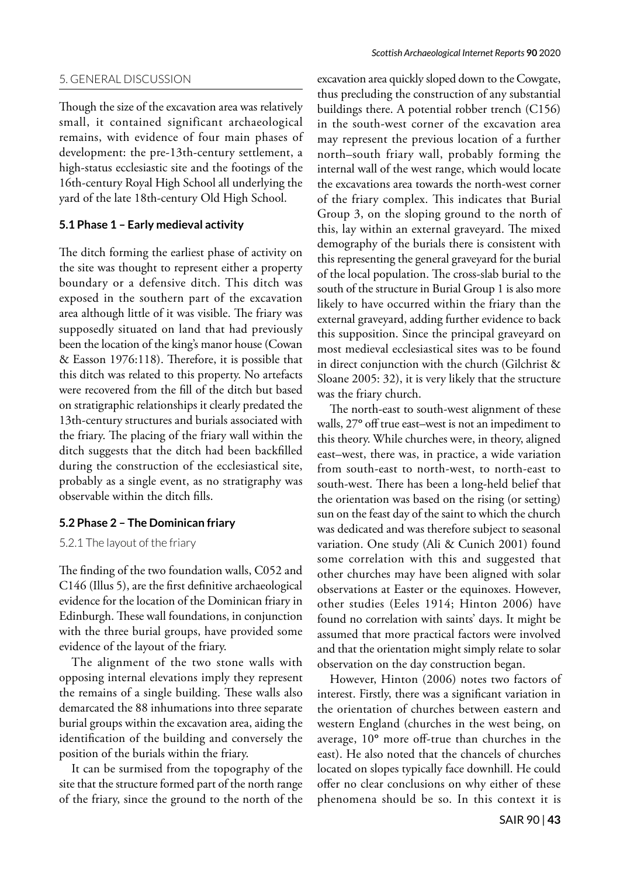## 5. GENERAL DISCUSSION

Though the size of the excavation area was relatively small, it contained significant archaeological remains, with evidence of four main phases of development: the pre-13th-century settlement, a high-status ecclesiastic site and the footings of the 16th-century Royal High School all underlying the yard of the late 18th-century Old High School.

### 5.1 Phase 1 – Early medieval activity

The ditch forming the earliest phase of activity on the site was thought to represent either a property boundary or a defensive ditch. This ditch was exposed in the southern part of the excavation area although little of it was visible. The friary was supposedly situated on land that had previously been the location of the king's manor house (Cowan & Easson 1976:118). Therefore, it is possible that this ditch was related to this property. No artefacts were recovered from the fill of the ditch but based on stratigraphic relationships it clearly predated the 13th-century structures and burials associated with the friary. The placing of the friary wall within the ditch suggests that the ditch had been backfilled during the construction of the ecclesiastical site, probably as a single event, as no stratigraphy was observable within the ditch fills.

### 5.2 Phase 2 – The Dominican friary

#### 5.2.1 The layout of the friary

The finding of the two foundation walls, C052 and C146 (Illus 5), are the first definitive archaeological evidence for the location of the Dominican friary in Edinburgh. These wall foundations, in conjunction with the three burial groups, have provided some evidence of the layout of the friary.

The alignment of the two stone walls with opposing internal elevations imply they represent the remains of a single building. These walls also demarcated the 88 inhumations into three separate burial groups within the excavation area, aiding the identification of the building and conversely the position of the burials within the friary.

It can be surmised from the topography of the site that the structure formed part of the north range of the friary, since the ground to the north of the excavation area quickly sloped down to the Cowgate, thus precluding the construction of any substantial buildings there. A potential robber trench (C156) in the south-west corner of the excavation area may represent the previous location of a further north–south friary wall, probably forming the internal wall of the west range, which would locate the excavations area towards the north-west corner of the friary complex. This indicates that Burial Group 3, on the sloping ground to the north of this, lay within an external graveyard. The mixed demography of the burials there is consistent with this representing the general graveyard for the burial of the local population. The cross-slab burial to the south of the structure in Burial Group 1 is also more likely to have occurred within the friary than the external graveyard, adding further evidence to back this supposition. Since the principal graveyard on most medieval ecclesiastical sites was to be found in direct conjunction with the church (Gilchrist & Sloane 2005: 32), it is very likely that the structure was the friary church.

The north-east to south-west alignment of these walls, 27° off true east–west is not an impediment to this theory. While churches were, in theory, aligned east–west, there was, in practice, a wide variation from south-east to north-west, to north-east to south-west. There has been a long-held belief that the orientation was based on the rising (or setting) sun on the feast day of the saint to which the church was dedicated and was therefore subject to seasonal variation. One study (Ali & Cunich 2001) found some correlation with this and suggested that other churches may have been aligned with solar observations at Easter or the equinoxes. However, other studies (Eeles 1914; Hinton 2006) have found no correlation with saints' days. It might be assumed that more practical factors were involved and that the orientation might simply relate to solar observation on the day construction began.

However, Hinton (2006) notes two factors of interest. Firstly, there was a significant variation in the orientation of churches between eastern and western England (churches in the west being, on average, 10° more off-true than churches in the east). He also noted that the chancels of churches located on slopes typically face downhill. He could offer no clear conclusions on why either of these phenomena should be so. In this context it is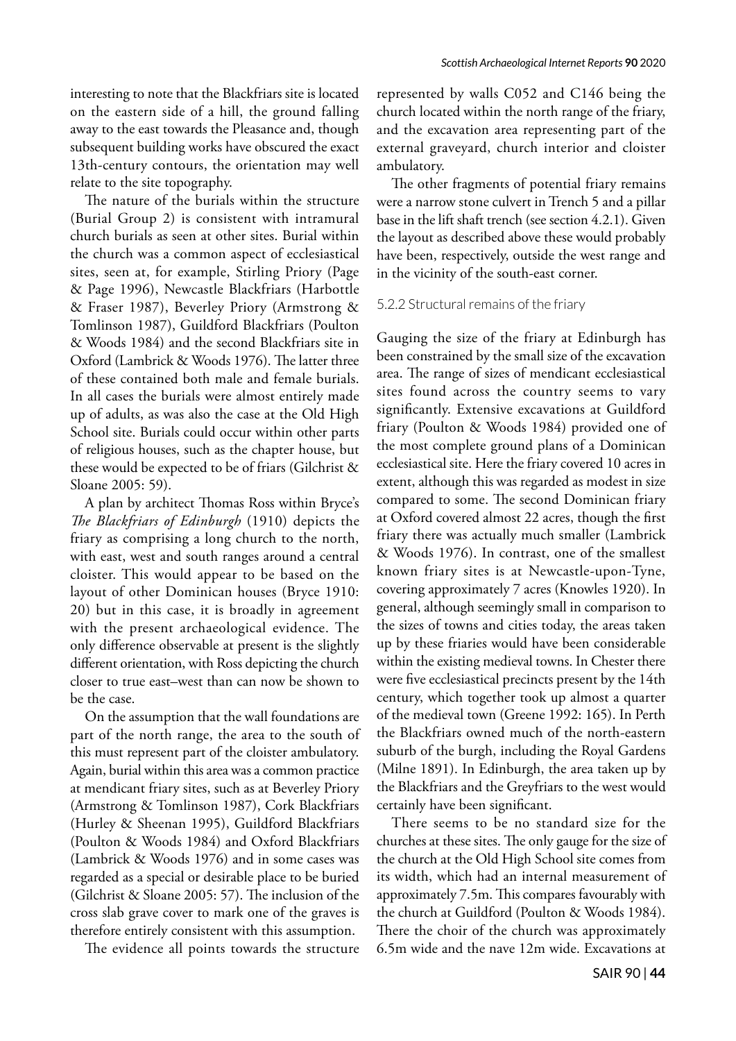interesting to note that the Blackfriars site is located on the eastern side of a hill, the ground falling away to the east towards the Pleasance and, though subsequent building works have obscured the exact 13th-century contours, the orientation may well relate to the site topography.

The nature of the burials within the structure (Burial Group 2) is consistent with intramural church burials as seen at other sites. Burial within the church was a common aspect of ecclesiastical sites, seen at, for example, Stirling Priory (Page & Page 1996), Newcastle Blackfriars (Harbottle & Fraser 1987), Beverley Priory (Armstrong & Tomlinson 1987), Guildford Blackfriars (Poulton & Woods 1984) and the second Blackfriars site in Oxford (Lambrick & Woods 1976). The latter three of these contained both male and female burials. In all cases the burials were almost entirely made up of adults, as was also the case at the Old High School site. Burials could occur within other parts of religious houses, such as the chapter house, but these would be expected to be of friars (Gilchrist & Sloane 2005: 59).

A plan by architect Thomas Ross within Bryce's *The Blackfriars of Edinburgh* (1910) depicts the friary as comprising a long church to the north, with east, west and south ranges around a central cloister. This would appear to be based on the layout of other Dominican houses (Bryce 1910: 20) but in this case, it is broadly in agreement with the present archaeological evidence. The only difference observable at present is the slightly different orientation, with Ross depicting the church closer to true east–west than can now be shown to be the case.

On the assumption that the wall foundations are part of the north range, the area to the south of this must represent part of the cloister ambulatory. Again, burial within this area was a common practice at mendicant friary sites, such as at Beverley Priory (Armstrong & Tomlinson 1987), Cork Blackfriars (Hurley & Sheenan 1995), Guildford Blackfriars (Poulton & Woods 1984) and Oxford Blackfriars (Lambrick & Woods 1976) and in some cases was regarded as a special or desirable place to be buried (Gilchrist & Sloane 2005: 57). The inclusion of the cross slab grave cover to mark one of the graves is therefore entirely consistent with this assumption.

The evidence all points towards the structure represented by walls C052 and C146 being the church located within the north range of the friary, and the excavation area representing part of the external graveyard, church interior and cloister ambulatory.

The other fragments of potential friary remains were a narrow stone culvert in Trench 5 and a pillar base in the lift shaft trench (see section 4.2.1). Given the layout as described above these would probably have been, respectively, outside the west range and in the vicinity of the south-east corner.

### 5.2.2 Structural remains of the friary

Gauging the size of the friary at Edinburgh has been constrained by the small size of the excavation area. The range of sizes of mendicant ecclesiastical sites found across the country seems to vary significantly. Extensive excavations at Guildford friary (Poulton & Woods 1984) provided one of the most complete ground plans of a Dominican ecclesiastical site. Here the friary covered 10 acres in extent, although this was regarded as modest in size compared to some. The second Dominican friary at Oxford covered almost 22 acres, though the first friary there was actually much smaller (Lambrick & Woods 1976). In contrast, one of the smallest known friary sites is at Newcastle-upon-Tyne, covering approximately 7 acres (Knowles 1920). In general, although seemingly small in comparison to the sizes of towns and cities today, the areas taken up by these friaries would have been considerable within the existing medieval towns. In Chester there were five ecclesiastical precincts present by the 14th century, which together took up almost a quarter of the medieval town (Greene 1992: 165). In Perth the Blackfriars owned much of the north-eastern suburb of the burgh, including the Royal Gardens (Milne 1891). In Edinburgh, the area taken up by the Blackfriars and the Greyfriars to the west would certainly have been significant.

There seems to be no standard size for the churches at these sites. The only gauge for the size of the church at the Old High School site comes from its width, which had an internal measurement of approximately 7.5m. This compares favourably with the church at Guildford (Poulton & Woods 1984). There the choir of the church was approximately 6.5m wide and the nave 12m wide. Excavations at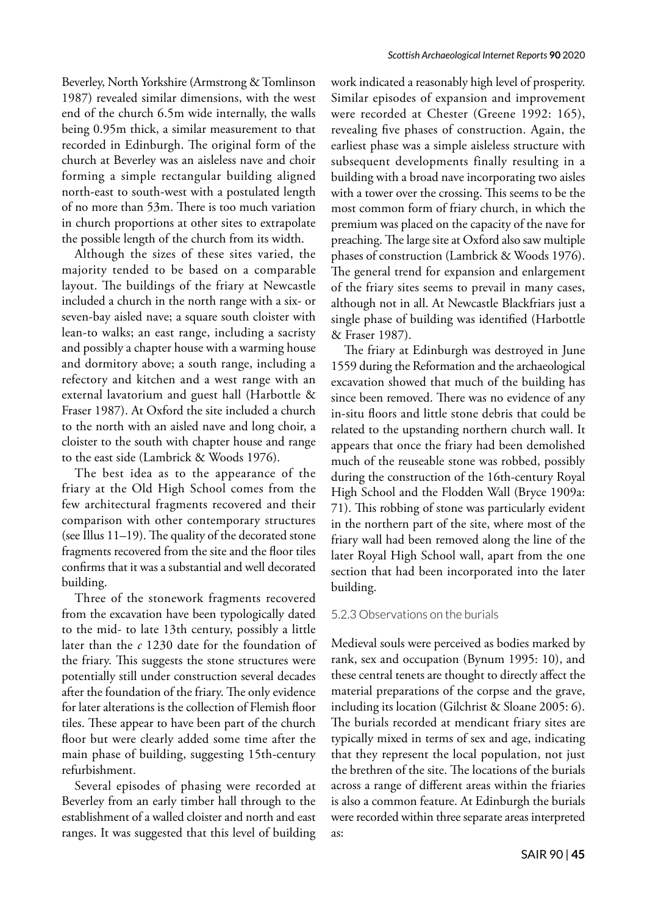Beverley, North Yorkshire (Armstrong & Tomlinson 1987) revealed similar dimensions, with the west end of the church 6.5m wide internally, the walls being 0.95m thick, a similar measurement to that recorded in Edinburgh. The original form of the church at Beverley was an aisleless nave and choir forming a simple rectangular building aligned north-east to south-west with a postulated length of no more than 53m. There is too much variation in church proportions at other sites to extrapolate the possible length of the church from its width.

Although the sizes of these sites varied, the majority tended to be based on a comparable layout. The buildings of the friary at Newcastle included a church in the north range with a six- or seven-bay aisled nave; a square south cloister with lean-to walks; an east range, including a sacristy and possibly a chapter house with a warming house and dormitory above; a south range, including a refectory and kitchen and a west range with an external lavatorium and guest hall (Harbottle & Fraser 1987). At Oxford the site included a church to the north with an aisled nave and long choir, a cloister to the south with chapter house and range to the east side (Lambrick & Woods 1976).

The best idea as to the appearance of the friary at the Old High School comes from the few architectural fragments recovered and their comparison with other contemporary structures (see Illus 11–19). The quality of the decorated stone fragments recovered from the site and the floor tiles confirms that it was a substantial and well decorated building.

Three of the stonework fragments recovered from the excavation have been typologically dated to the mid- to late 13th century, possibly a little later than the *c* 1230 date for the foundation of the friary. This suggests the stone structures were potentially still under construction several decades after the foundation of the friary. The only evidence for later alterations is the collection of Flemish floor tiles. These appear to have been part of the church floor but were clearly added some time after the main phase of building, suggesting 15th-century refurbishment.

Several episodes of phasing were recorded at Beverley from an early timber hall through to the establishment of a walled cloister and north and east ranges. It was suggested that this level of building work indicated a reasonably high level of prosperity. Similar episodes of expansion and improvement were recorded at Chester (Greene 1992: 165), revealing five phases of construction. Again, the earliest phase was a simple aisleless structure with subsequent developments finally resulting in a building with a broad nave incorporating two aisles with a tower over the crossing. This seems to be the most common form of friary church, in which the premium was placed on the capacity of the nave for preaching. The large site at Oxford also saw multiple phases of construction (Lambrick & Woods 1976). The general trend for expansion and enlargement of the friary sites seems to prevail in many cases, although not in all. At Newcastle Blackfriars just a single phase of building was identified (Harbottle & Fraser 1987).

The friary at Edinburgh was destroyed in June 1559 during the Reformation and the archaeological excavation showed that much of the building has since been removed. There was no evidence of any in-situ floors and little stone debris that could be related to the upstanding northern church wall. It appears that once the friary had been demolished much of the reuseable stone was robbed, possibly during the construction of the 16th-century Royal High School and the Flodden Wall (Bryce 1909a: 71). This robbing of stone was particularly evident in the northern part of the site, where most of the friary wall had been removed along the line of the later Royal High School wall, apart from the one section that had been incorporated into the later building.

### 5.2.3 Observations on the burials

Medieval souls were perceived as bodies marked by rank, sex and occupation (Bynum 1995: 10), and these central tenets are thought to directly affect the material preparations of the corpse and the grave, including its location (Gilchrist & Sloane 2005: 6). The burials recorded at mendicant friary sites are typically mixed in terms of sex and age, indicating that they represent the local population, not just the brethren of the site. The locations of the burials across a range of different areas within the friaries is also a common feature. At Edinburgh the burials were recorded within three separate areas interpreted as: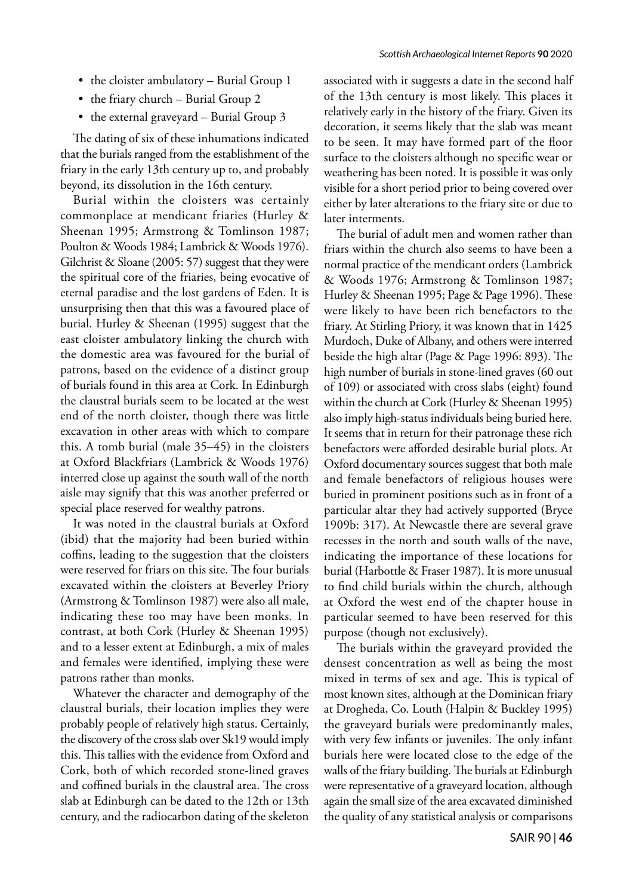- the cloister ambulatory – Burial Group 1
- the friary church – Burial Group 2
- the external graveyard – Burial Group 3

The dating of six of these inhumations indicated that the burials ranged from the establishment of the friary in the early 13th century up to, and probably beyond, its dissolution in the 16th century.

Burial within the cloisters was certainly commonplace at mendicant friaries (Hurley & Sheenan 1995; Armstrong & Tomlinson 1987; Poulton & Woods 1984; Lambrick & Woods 1976). Gilchrist & Sloane (2005: 57) suggest that they were the spiritual core of the friaries, being evocative of eternal paradise and the lost gardens of Eden. It is unsurprising then that this was a favoured place of burial. Hurley & Sheenan (1995) suggest that the east cloister ambulatory linking the church with the domestic area was favoured for the burial of patrons, based on the evidence of a distinct group of burials found in this area at Cork. In Edinburgh the claustral burials seem to be located at the west end of the north cloister, though there was little excavation in other areas with which to compare this. A tomb burial (male 35–45) in the cloisters at Oxford Blackfriars (Lambrick & Woods 1976) interred close up against the south wall of the north aisle may signify that this was another preferred or special place reserved for wealthy patrons.

It was noted in the claustral burials at Oxford (ibid) that the majority had been buried within coffins, leading to the suggestion that the cloisters were reserved for friars on this site. The four burials excavated within the cloisters at Beverley Priory (Armstrong & Tomlinson 1987) were also all male, indicating these too may have been monks. In contrast, at both Cork (Hurley & Sheenan 1995) and to a lesser extent at Edinburgh, a mix of males and females were identified, implying these were patrons rather than monks.

Whatever the character and demography of the claustral burials, their location implies they were probably people of relatively high status. Certainly, the discovery of the cross slab over Sk19 would imply this. This tallies with the evidence from Oxford and Cork, both of which recorded stone-lined graves and coffined burials in the claustral area. The cross slab at Edinburgh can be dated to the 12th or 13th century, and the radiocarbon dating of the skeleton associated with it suggests a date in the second half of the 13th century is most likely. This places it relatively early in the history of the friary. Given its decoration, it seems likely that the slab was meant to be seen. It may have formed part of the floor surface to the cloisters although no specific wear or weathering has been noted. It is possible it was only visible for a short period prior to being covered over either by later alterations to the friary site or due to later interments.

The burial of adult men and women rather than friars within the church also seems to have been a normal practice of the mendicant orders (Lambrick & Woods 1976; Armstrong & Tomlinson 1987; Hurley & Sheenan 1995; Page & Page 1996). These were likely to have been rich benefactors to the friary. At Stirling Priory, it was known that in 1425 Murdoch, Duke of Albany, and others were interred beside the high altar (Page & Page 1996: 893). The high number of burials in stone-lined graves (60 out of 109) or associated with cross slabs (eight) found within the church at Cork (Hurley & Sheenan 1995) also imply high-status individuals being buried here. It seems that in return for their patronage these rich benefactors were afforded desirable burial plots. At Oxford documentary sources suggest that both male and female benefactors of religious houses were buried in prominent positions such as in front of a particular altar they had actively supported (Bryce 1909b: 317). At Newcastle there are several grave recesses in the north and south walls of the nave, indicating the importance of these locations for burial (Harbottle & Fraser 1987). It is more unusual to find child burials within the church, although at Oxford the west end of the chapter house in particular seemed to have been reserved for this purpose (though not exclusively).

The burials within the graveyard provided the densest concentration as well as being the most mixed in terms of sex and age. This is typical of most known sites, although at the Dominican friary at Drogheda, Co. Louth (Halpin & Buckley 1995) the graveyard burials were predominantly males, with very few infants or juveniles. The only infant burials here were located close to the edge of the walls of the friary building. The burials at Edinburgh were representative of a graveyard location, although again the small size of the area excavated diminished the quality of any statistical analysis or comparisons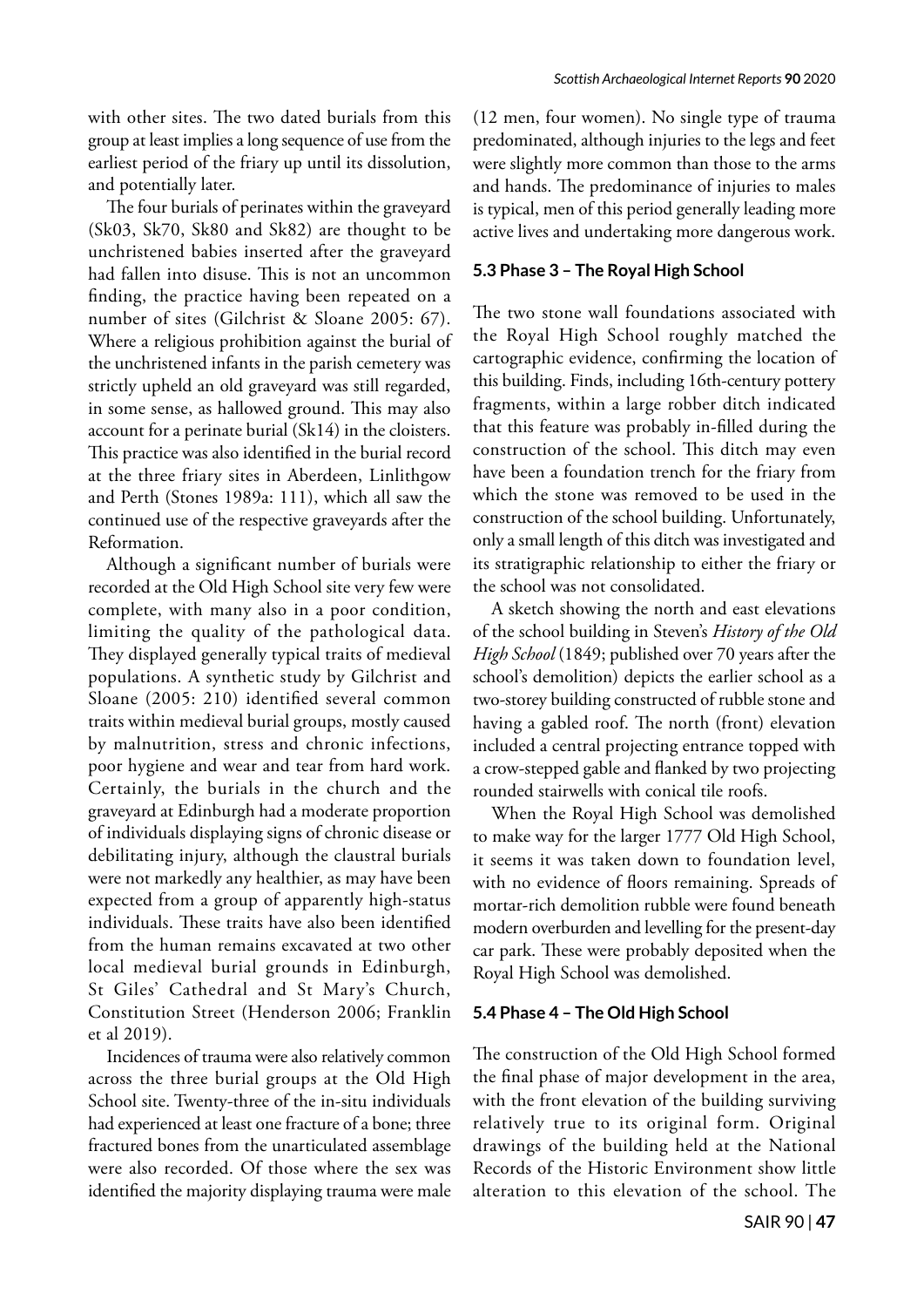with other sites. The two dated burials from this group at least implies a long sequence of use from the earliest period of the friary up until its dissolution, and potentially later.

The four burials of perinates within the graveyard (Sk03, Sk70, Sk80 and Sk82) are thought to be unchristened babies inserted after the graveyard had fallen into disuse. This is not an uncommon finding, the practice having been repeated on a number of sites (Gilchrist & Sloane 2005: 67). Where a religious prohibition against the burial of the unchristened infants in the parish cemetery was strictly upheld an old graveyard was still regarded, in some sense, as hallowed ground. This may also account for a perinate burial (Sk14) in the cloisters. This practice was also identified in the burial record at the three friary sites in Aberdeen, Linlithgow and Perth (Stones 1989a: 111), which all saw the continued use of the respective graveyards after the Reformation.

Although a significant number of burials were recorded at the Old High School site very few were complete, with many also in a poor condition, limiting the quality of the pathological data. They displayed generally typical traits of medieval populations. A synthetic study by Gilchrist and Sloane (2005: 210) identified several common traits within medieval burial groups, mostly caused by malnutrition, stress and chronic infections, poor hygiene and wear and tear from hard work. Certainly, the burials in the church and the graveyard at Edinburgh had a moderate proportion of individuals displaying signs of chronic disease or debilitating injury, although the claustral burials were not markedly any healthier, as may have been expected from a group of apparently high-status individuals. These traits have also been identified from the human remains excavated at two other local medieval burial grounds in Edinburgh, St Giles' Cathedral and St Mary's Church, Constitution Street (Henderson 2006; Franklin et al 2019).

Incidences of trauma were also relatively common across the three burial groups at the Old High School site. Twenty-three of the in-situ individuals had experienced at least one fracture of a bone; three fractured bones from the unarticulated assemblage were also recorded. Of those where the sex was identified the majority displaying trauma were male (12 men, four women). No single type of trauma predominated, although injuries to the legs and feet were slightly more common than those to the arms and hands. The predominance of injuries to males is typical, men of this period generally leading more active lives and undertaking more dangerous work.

### 5.3 Phase 3 – The Royal High School

The two stone wall foundations associated with the Royal High School roughly matched the cartographic evidence, confirming the location of this building. Finds, including 16th-century pottery fragments, within a large robber ditch indicated that this feature was probably in-filled during the construction of the school. This ditch may even have been a foundation trench for the friary from which the stone was removed to be used in the construction of the school building. Unfortunately, only a small length of this ditch was investigated and its stratigraphic relationship to either the friary or the school was not consolidated.

A sketch showing the north and east elevations of the school building in Steven's *History of the Old High School* (1849; published over 70 years after the school's demolition) depicts the earlier school as a two-storey building constructed of rubble stone and having a gabled roof. The north (front) elevation included a central projecting entrance topped with a crow-stepped gable and flanked by two projecting rounded stairwells with conical tile roofs.

When the Royal High School was demolished to make way for the larger 1777 Old High School, it seems it was taken down to foundation level, with no evidence of floors remaining. Spreads of mortar-rich demolition rubble were found beneath modern overburden and levelling for the present-day car park. These were probably deposited when the Royal High School was demolished.

### 5.4 Phase 4 – The Old High School

The construction of the Old High School formed the final phase of major development in the area, with the front elevation of the building surviving relatively true to its original form. Original drawings of the building held at the National Records of the Historic Environment show little alteration to this elevation of the school. The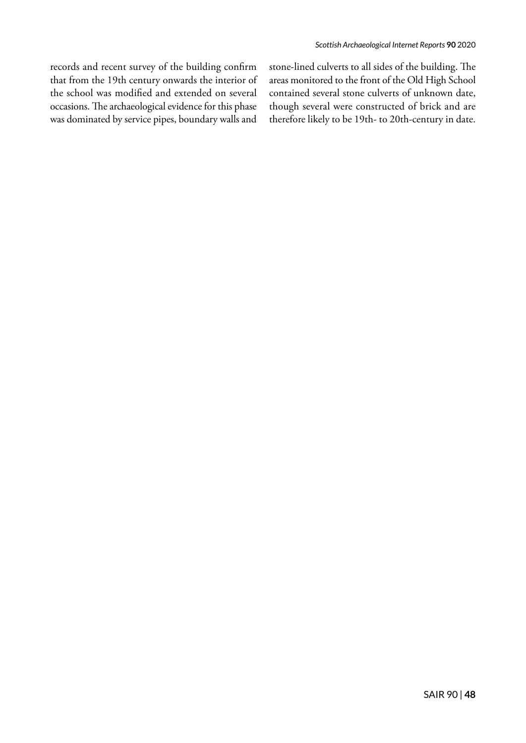records and recent survey of the building confirm that from the 19th century onwards the interior of the school was modified and extended on several occasions. The archaeological evidence for this phase was dominated by service pipes, boundary walls and stone-lined culverts to all sides of the building. The areas monitored to the front of the Old High School contained several stone culverts of unknown date, though several were constructed of brick and are therefore likely to be 19th- to 20th-century in date.